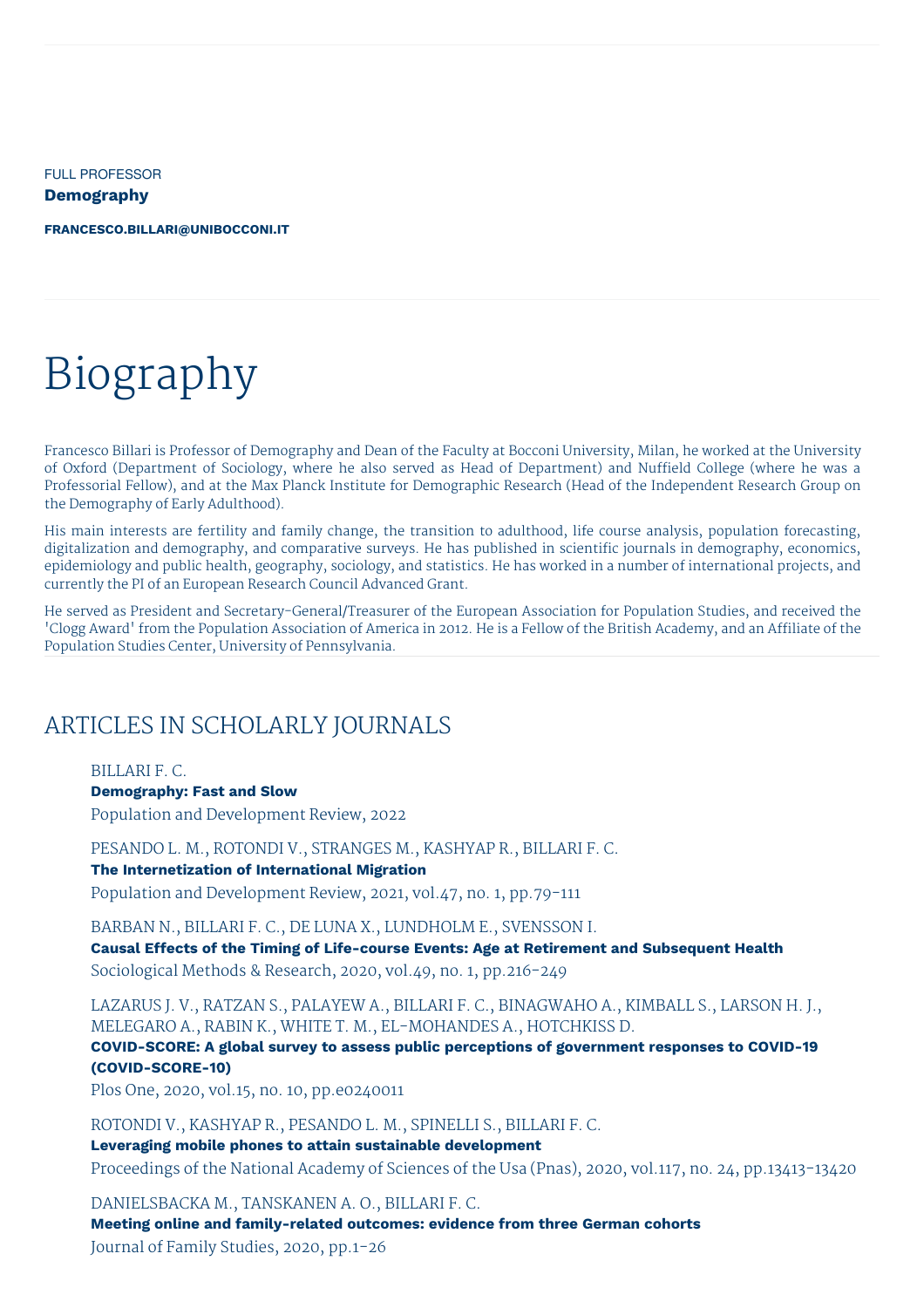FULL PROFESSOR

**Demography**

**FRANCESCO.BILLARI@UNIBOCCONI.IT**

# Biography

Francesco Billari is Professor of Demography and Dean of the Faculty at Bocconi University, Milan, he worked at the University of Oxford (Department of Sociology, where he also served as Head of Department) and Nuffield College (where he was a Professorial Fellow), and at the Max Planck Institute for Demographic Research (Head of the Independent Research Group on the Demography of Early Adulthood).

His main interests are fertility and family change, the transition to adulthood, life course analysis, population forecasting, digitalization and demography, and comparative surveys. He has published in scientific journals in demography, economics, epidemiology and public health, geography, sociology, and statistics. He has worked in a number of international projects, and currently the PI of an European Research Council Advanced Grant.

He served as President and Secretary-General/Treasurer of the European Association for Population Studies, and received the 'Clogg Award' from the Population Association of America in 2012. He is a Fellow of the British Academy, and an Affiliate of the Population Studies Center, University of Pennsylvania.

## ARTICLES IN SCHOLARLY JOURNALS

BILLARI F. C.
**Demography: Fast and Slow**
Population and Development Review, 2022

PESANDO L. M., ROTONDI V., STRANGES M., KASHYAP R., BILLARI F. C.
**The Internetization of International Migration**
Population and Development Review, 2021, vol.47, no. 1, pp.79-111

BARBAN N., BILLARI F. C., DE LUNA X., LUNDHOLM E., SVENSSON I.
**Causal Effects of the Timing of Life-course Events: Age at Retirement and Subsequent Health**
Sociological Methods & Research, 2020, vol.49, no. 1, pp.216-249

LAZARUS J. V., RATZAN S., PALAYEW A., BILLARI F. C., BINAGWAHO A., KIMBALL S., LARSON H. J., MELEGARO A., RABIN K., WHITE T. M., EL-MOHANDES A., HOTCHKISS D.
**COVID-SCORE: A global survey to assess public perceptions of government responses to COVID-19 (COVID-SCORE-10)**
Plos One, 2020, vol.15, no. 10, pp.e0240011

ROTONDI V., KASHYAP R., PESANDO L. M., SPINELLI S., BILLARI F. C.
**Leveraging mobile phones to attain sustainable development**
Proceedings of the National Academy of Sciences of the Usa (Pnas), 2020, vol.117, no. 24, pp.13413-13420

DANIELSBACKA M., TANSKANEN A. O., BILLARI F. C.
**Meeting online and family-related outcomes: evidence from three German cohorts**
Journal of Family Studies, 2020, pp.1-26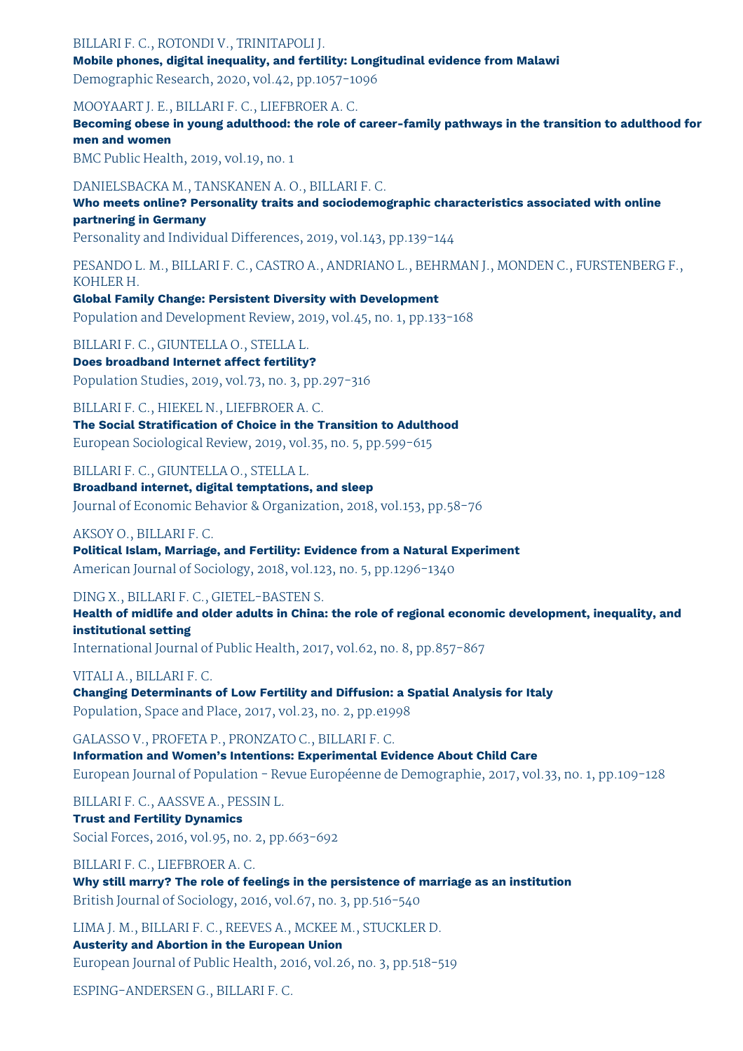BILLARI F. C., ROTONDI V., TRINITAPOLI J.
**Mobile phones, digital inequality, and fertility: Longitudinal evidence from Malawi**
Demographic Research, 2020, vol.42, pp.1057-1096

MOOYAART J. E., BILLARI F. C., LIEFBROER A. C.
**Becoming obese in young adulthood: the role of career-family pathways in the transition to adulthood for men and women**
BMC Public Health, 2019, vol.19, no. 1

DANIELSBACKA M., TANSKANEN A. O., BILLARI F. C.
**Who meets online? Personality traits and sociodemographic characteristics associated with online partnering in Germany**
Personality and Individual Differences, 2019, vol.143, pp.139-144

PESANDO L. M., BILLARI F. C., CASTRO A., ANDRIANO L., BEHRMAN J., MONDEN C., FURSTENBERG F., KOHLER H.
**Global Family Change: Persistent Diversity with Development**
Population and Development Review, 2019, vol.45, no. 1, pp.133-168

BILLARI F. C., GIUNTELLA O., STELLA L.
**Does broadband Internet affect fertility?**
Population Studies, 2019, vol.73, no. 3, pp.297-316

BILLARI F. C., HIEKEL N., LIEFBROER A. C.
**The Social Stratification of Choice in the Transition to Adulthood**
European Sociological Review, 2019, vol.35, no. 5, pp.599-615

BILLARI F. C., GIUNTELLA O., STELLA L.
**Broadband internet, digital temptations, and sleep**
Journal of Economic Behavior & Organization, 2018, vol.153, pp.58-76

AKSOY O., BILLARI F. C.
**Political Islam, Marriage, and Fertility: Evidence from a Natural Experiment**
American Journal of Sociology, 2018, vol.123, no. 5, pp.1296-1340

DING X., BILLARI F. C., GIETEL-BASTEN S.
**Health of midlife and older adults in China: the role of regional economic development, inequality, and institutional setting**
International Journal of Public Health, 2017, vol.62, no. 8, pp.857-867

VITALI A., BILLARI F. C.
**Changing Determinants of Low Fertility and Diffusion: a Spatial Analysis for Italy**
Population, Space and Place, 2017, vol.23, no. 2, pp.e1998

GALASSO V., PROFETA P., PRONZATO C., BILLARI F. C.
**Information and Women's Intentions: Experimental Evidence About Child Care**
European Journal of Population - Revue Européenne de Demographie, 2017, vol.33, no. 1, pp.109-128

BILLARI F. C., AASSVE A., PESSIN L.
**Trust and Fertility Dynamics**
Social Forces, 2016, vol.95, no. 2, pp.663-692

BILLARI F. C., LIEFBROER A. C.
**Why still marry? The role of feelings in the persistence of marriage as an institution**
British Journal of Sociology, 2016, vol.67, no. 3, pp.516-540

LIMA J. M., BILLARI F. C., REEVES A., MCKEE M., STUCKLER D.
**Austerity and Abortion in the European Union**
European Journal of Public Health, 2016, vol.26, no. 3, pp.518-519

ESPING-ANDERSEN G., BILLARI F. C.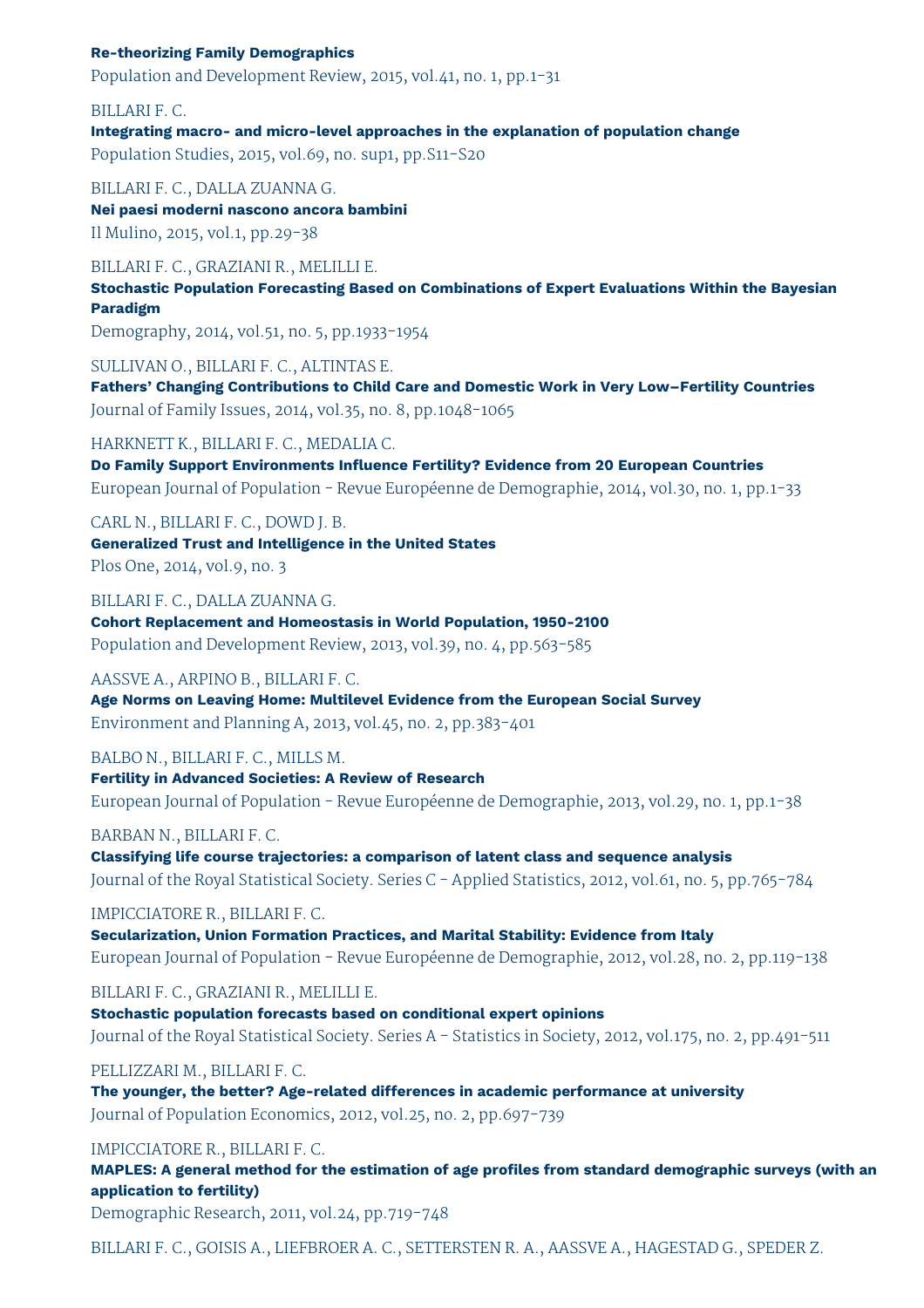**Re-theorizing Family Demographics**
Population and Development Review, 2015, vol.41, no. 1, pp.1-31

BILLARI F. C.
**Integrating macro- and micro-level approaches in the explanation of population change**
Population Studies, 2015, vol.69, no. sup1, pp.S11-S20

BILLARI F. C., DALLA ZUANNA G.
**Nei paesi moderni nascono ancora bambini**
Il Mulino, 2015, vol.1, pp.29-38

BILLARI F. C., GRAZIANI R., MELILLI E.
**Stochastic Population Forecasting Based on Combinations of Expert Evaluations Within the Bayesian Paradigm**
Demography, 2014, vol.51, no. 5, pp.1933-1954

SULLIVAN O., BILLARI F. C., ALTINTAS E.
**Fathers' Changing Contributions to Child Care and Domestic Work in Very Low–Fertility Countries**
Journal of Family Issues, 2014, vol.35, no. 8, pp.1048-1065

HARKNETT K., BILLARI F. C., MEDALIA C.
**Do Family Support Environments Influence Fertility? Evidence from 20 European Countries**
European Journal of Population - Revue Européenne de Demographie, 2014, vol.30, no. 1, pp.1-33

CARL N., BILLARI F. C., DOWD J. B.
**Generalized Trust and Intelligence in the United States**
Plos One, 2014, vol.9, no. 3

BILLARI F. C., DALLA ZUANNA G.
**Cohort Replacement and Homeostasis in World Population, 1950-2100**
Population and Development Review, 2013, vol.39, no. 4, pp.563-585

AASSVE A., ARPINO B., BILLARI F. C.
**Age Norms on Leaving Home: Multilevel Evidence from the European Social Survey**
Environment and Planning A, 2013, vol.45, no. 2, pp.383-401

BALBO N., BILLARI F. C., MILLS M.
**Fertility in Advanced Societies: A Review of Research**
European Journal of Population - Revue Européenne de Demographie, 2013, vol.29, no. 1, pp.1-38

BARBAN N., BILLARI F. C.
**Classifying life course trajectories: a comparison of latent class and sequence analysis**
Journal of the Royal Statistical Society. Series C - Applied Statistics, 2012, vol.61, no. 5, pp.765-784

IMPICCIATORE R., BILLARI F. C.
**Secularization, Union Formation Practices, and Marital Stability: Evidence from Italy**
European Journal of Population - Revue Européenne de Demographie, 2012, vol.28, no. 2, pp.119-138

BILLARI F. C., GRAZIANI R., MELILLI E.
**Stochastic population forecasts based on conditional expert opinions**
Journal of the Royal Statistical Society. Series A - Statistics in Society, 2012, vol.175, no. 2, pp.491-511

PELLIZZARI M., BILLARI F. C.
**The younger, the better? Age-related differences in academic performance at university**
Journal of Population Economics, 2012, vol.25, no. 2, pp.697-739

IMPICCIATORE R., BILLARI F. C.
**MAPLES: A general method for the estimation of age profiles from standard demographic surveys (with an application to fertility)**
Demographic Research, 2011, vol.24, pp.719-748

BILLARI F. C., GOISIS A., LIEFBROER A. C., SETTERSTEN R. A., AASSVE A., HAGESTAD G., SPEDER Z.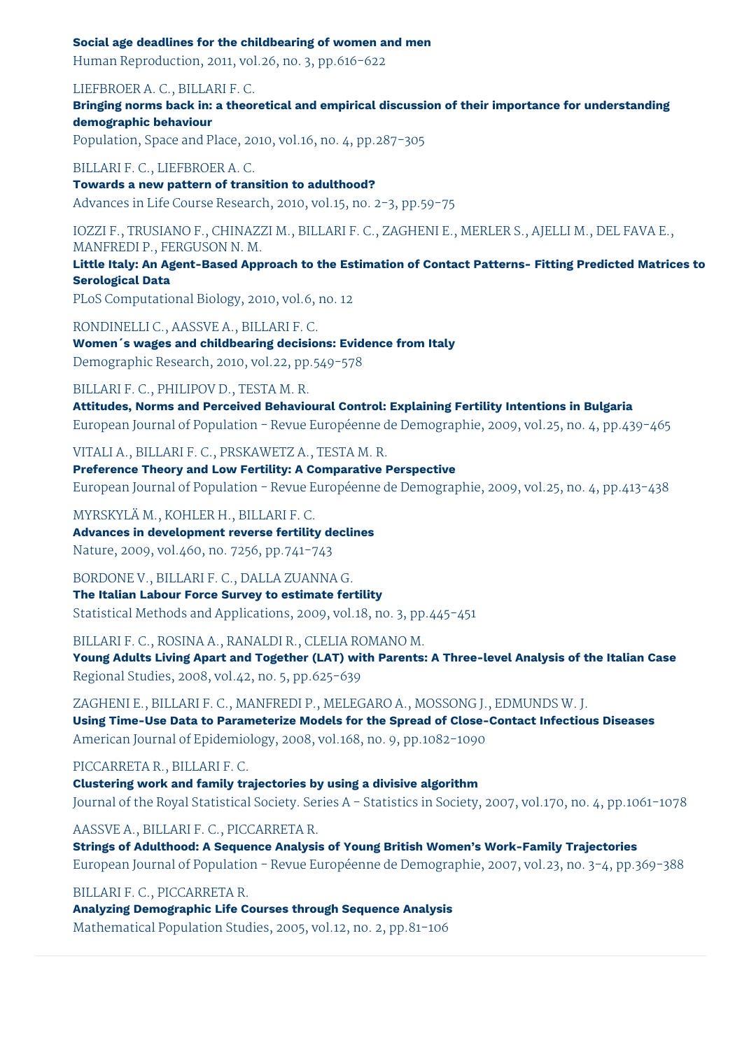**Social age deadlines for the childbearing of women and men**
Human Reproduction, 2011, vol.26, no. 3, pp.616-622

LIEFBROER A. C., BILLARI F. C.
**Bringing norms back in: a theoretical and empirical discussion of their importance for understanding demographic behaviour**
Population, Space and Place, 2010, vol.16, no. 4, pp.287-305

BILLARI F. C., LIEFBROER A. C.
**Towards a new pattern of transition to adulthood?**
Advances in Life Course Research, 2010, vol.15, no. 2-3, pp.59-75

IOZZI F., TRUSIANO F., CHINAZZI M., BILLARI F. C., ZAGHENI E., MERLER S., AJELLI M., DEL FAVA E., MANFREDI P., FERGUSON N. M.
**Little Italy: An Agent-Based Approach to the Estimation of Contact Patterns- Fitting Predicted Matrices to Serological Data**
PLoS Computational Biology, 2010, vol.6, no. 12

RONDINELLI C., AASSVE A., BILLARI F. C.
**Women´s wages and childbearing decisions: Evidence from Italy**
Demographic Research, 2010, vol.22, pp.549-578

BILLARI F. C., PHILIPOV D., TESTA M. R.
**Attitudes, Norms and Perceived Behavioural Control: Explaining Fertility Intentions in Bulgaria**
European Journal of Population - Revue Européenne de Demographie, 2009, vol.25, no. 4, pp.439-465

VITALI A., BILLARI F. C., PRSKAWETZ A., TESTA M. R.
**Preference Theory and Low Fertility: A Comparative Perspective**
European Journal of Population - Revue Européenne de Demographie, 2009, vol.25, no. 4, pp.413-438

MYRSKYLÄ M., KOHLER H., BILLARI F. C.
**Advances in development reverse fertility declines**
Nature, 2009, vol.460, no. 7256, pp.741-743

BORDONE V., BILLARI F. C., DALLA ZUANNA G.
**The Italian Labour Force Survey to estimate fertility**
Statistical Methods and Applications, 2009, vol.18, no. 3, pp.445-451

BILLARI F. C., ROSINA A., RANALDI R., CLELIA ROMANO M.
**Young Adults Living Apart and Together (LAT) with Parents: A Three-level Analysis of the Italian Case**
Regional Studies, 2008, vol.42, no. 5, pp.625-639

ZAGHENI E., BILLARI F. C., MANFREDI P., MELEGARO A., MOSSONG J., EDMUNDS W. J.
**Using Time-Use Data to Parameterize Models for the Spread of Close-Contact Infectious Diseases**
American Journal of Epidemiology, 2008, vol.168, no. 9, pp.1082-1090

PICCARRETA R., BILLARI F. C.
**Clustering work and family trajectories by using a divisive algorithm**
Journal of the Royal Statistical Society. Series A - Statistics in Society, 2007, vol.170, no. 4, pp.1061-1078

AASSVE A., BILLARI F. C., PICCARRETA R.
**Strings of Adulthood: A Sequence Analysis of Young British Women's Work-Family Trajectories**
European Journal of Population - Revue Européenne de Demographie, 2007, vol.23, no. 3-4, pp.369-388

BILLARI F. C., PICCARRETA R.
**Analyzing Demographic Life Courses through Sequence Analysis**
Mathematical Population Studies, 2005, vol.12, no. 2, pp.81-106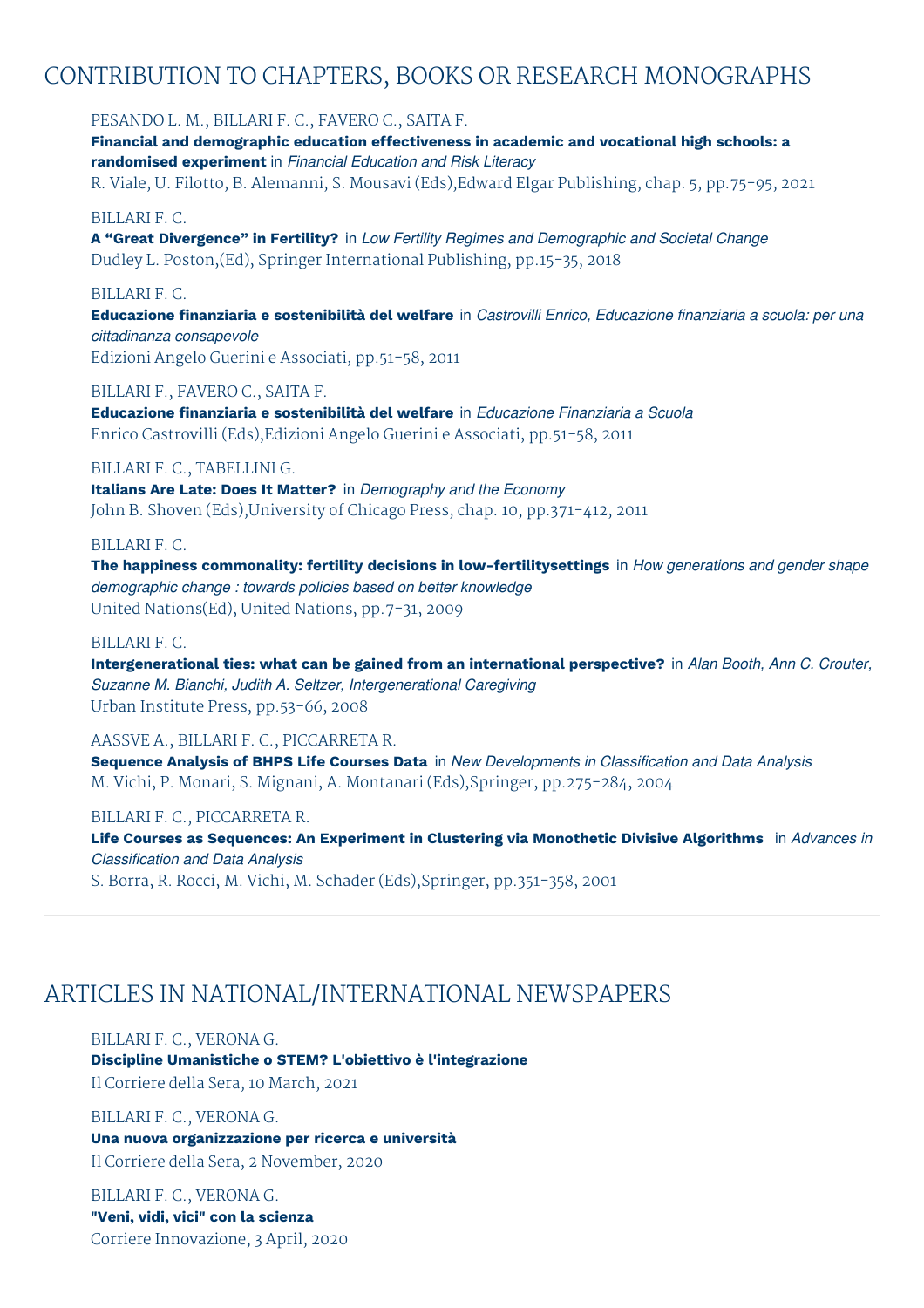## CONTRIBUTION TO CHAPTERS, BOOKS OR RESEARCH MONOGRAPHS

PESANDO L. M., BILLARI F. C., FAVERO C., SAITA F.
**Financial and demographic education effectiveness in academic and vocational high schools: a randomised experiment** in *Financial Education and Risk Literacy*
R. Viale, U. Filotto, B. Alemanni, S. Mousavi (Eds),Edward Elgar Publishing, chap. 5, pp.75-95, 2021

BILLARI F. C.
**A “Great Divergence” in Fertility?** in *Low Fertility Regimes and Demographic and Societal Change*
Dudley L. Poston,(Ed), Springer International Publishing, pp.15-35, 2018

BILLARI F. C.
**Educazione finanziaria e sostenibilità del welfare** in *Castrovilli Enrico, Educazione finanziaria a scuola: per una cittadinanza consapevole*
Edizioni Angelo Guerini e Associati, pp.51-58, 2011

BILLARI F., FAVERO C., SAITA F.
**Educazione finanziaria e sostenibilità del welfare** in *Educazione Finanziaria a Scuola*
Enrico Castrovilli (Eds),Edizioni Angelo Guerini e Associati, pp.51-58, 2011

BILLARI F. C., TABELLINI G.
**Italians Are Late: Does It Matter?** in *Demography and the Economy*
John B. Shoven (Eds),University of Chicago Press, chap. 10, pp.371-412, 2011

BILLARI F. C.
**The happiness commonality: fertility decisions in low-fertilitysettings** in *How generations and gender shape demographic change : towards policies based on better knowledge*
United Nations(Ed), United Nations, pp.7-31, 2009

BILLARI F. C.
**Intergenerational ties: what can be gained from an international perspective?** in *Alan Booth, Ann C. Crouter, Suzanne M. Bianchi, Judith A. Seltzer, Intergenerational Caregiving*
Urban Institute Press, pp.53-66, 2008

AASSVE A., BILLARI F. C., PICCARRETA R.
**Sequence Analysis of BHPS Life Courses Data** in *New Developments in Classification and Data Analysis*
M. Vichi, P. Monari, S. Mignani, A. Montanari (Eds),Springer, pp.275-284, 2004

BILLARI F. C., PICCARRETA R.
**Life Courses as Sequences: An Experiment in Clustering via Monothetic Divisive Algorithms** in *Advances in Classification and Data Analysis*
S. Borra, R. Rocci, M. Vichi, M. Schader (Eds),Springer, pp.351-358, 2001

## ARTICLES IN NATIONAL/INTERNATIONAL NEWSPAPERS

BILLARI F. C., VERONA G.
**Discipline Umanistiche o STEM? L'obiettivo è l'integrazione**
Il Corriere della Sera, 10 March, 2021

BILLARI F. C., VERONA G.
**Una nuova organizzazione per ricerca e università**
Il Corriere della Sera, 2 November, 2020

BILLARI F. C., VERONA G.
**"Veni, vidi, vici" con la scienza**
Corriere Innovazione, 3 April, 2020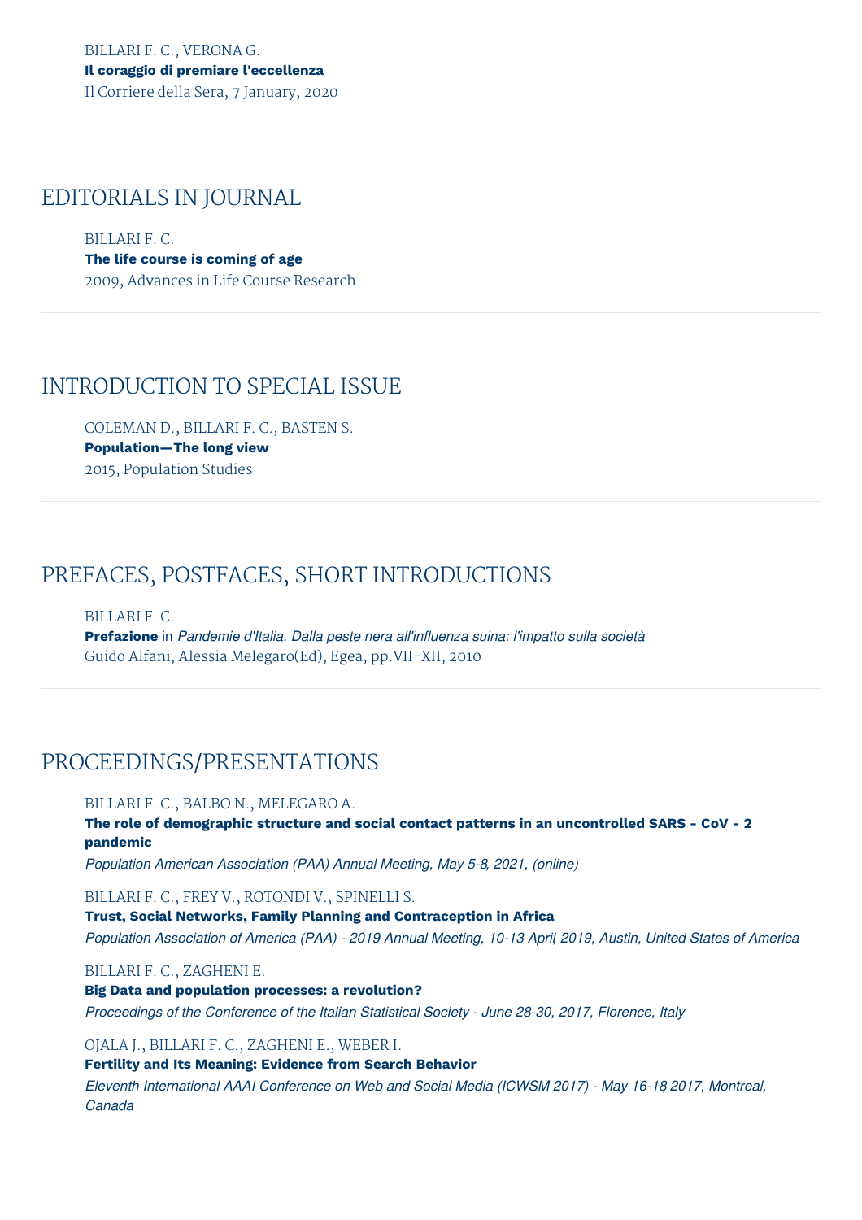BILLARI F. C., VERONA G.
**Il coraggio di premiare l'eccellenza**
Il Corriere della Sera, 7 January, 2020

## EDITORIALS IN JOURNAL

BILLARI F. C.
**The life course is coming of age**
2009, Advances in Life Course Research

## INTRODUCTION TO SPECIAL ISSUE

COLEMAN D., BILLARI F. C., BASTEN S.
**Population—The long view**
2015, Population Studies

## PREFACES, POSTFACES, SHORT INTRODUCTIONS

BILLARI F. C.
**Prefazione** in *Pandemie d'Italia. Dalla peste nera all'influenza suina: l'impatto sulla società*
Guido Alfani, Alessia Melegaro(Ed), Egea, pp.VII-XII, 2010

## PROCEEDINGS/PRESENTATIONS

BILLARI F. C., BALBO N., MELEGARO A.
**The role of demographic structure and social contact patterns in an uncontrolled SARS - CoV - 2 pandemic**
*Population American Association (PAA) Annual Meeting, May 5-8, 2021, (online)*

BILLARI F. C., FREY V., ROTONDI V., SPINELLI S.
**Trust, Social Networks, Family Planning and Contraception in Africa**
*Population Association of America (PAA) - 2019 Annual Meeting, 10-13 April, 2019, Austin, United States of America*

BILLARI F. C., ZAGHENI E.
**Big Data and population processes: a revolution?**
*Proceedings of the Conference of the Italian Statistical Society - June 28-30, 2017, Florence, Italy*

OJALA J., BILLARI F. C., ZAGHENI E., WEBER I.
**Fertility and Its Meaning: Evidence from Search Behavior**
*Eleventh International AAAI Conference on Web and Social Media (ICWSM 2017) - May 16-18, 2017, Montreal, Canada*